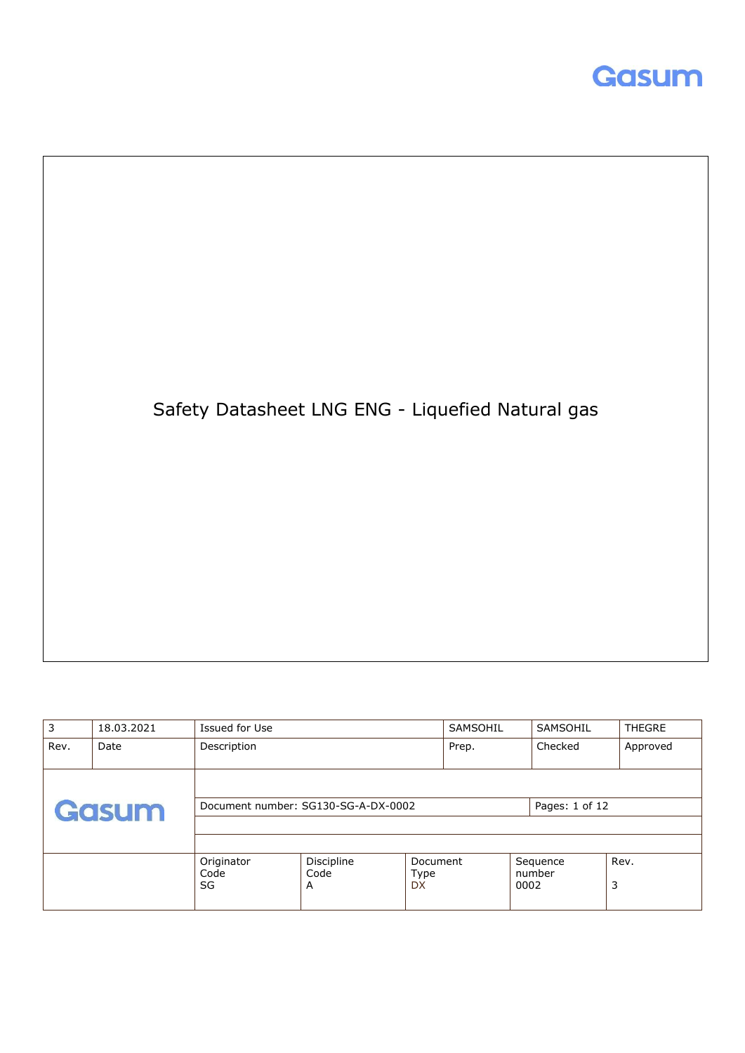Gasum

# Safety Datasheet LNG ENG - Liquefied Natural gas

| 3 | 18.03.2021 | Issued for Use | SAMSOHIL | SAMSOHIL | THEGRE |
|---|---|---|---|---|---|
| Rev. | Date | Description | Prep. | Checked | Approved |

| Gasum | | | | |
|---|---|---|---|---|
| Document number: SG130-SG-A-DX-0002 | | | | Pages: 1 of 12 |
| Originator Code SG | Discipline Code A | Document Type DX | Sequence number 0002 | Rev. 3 |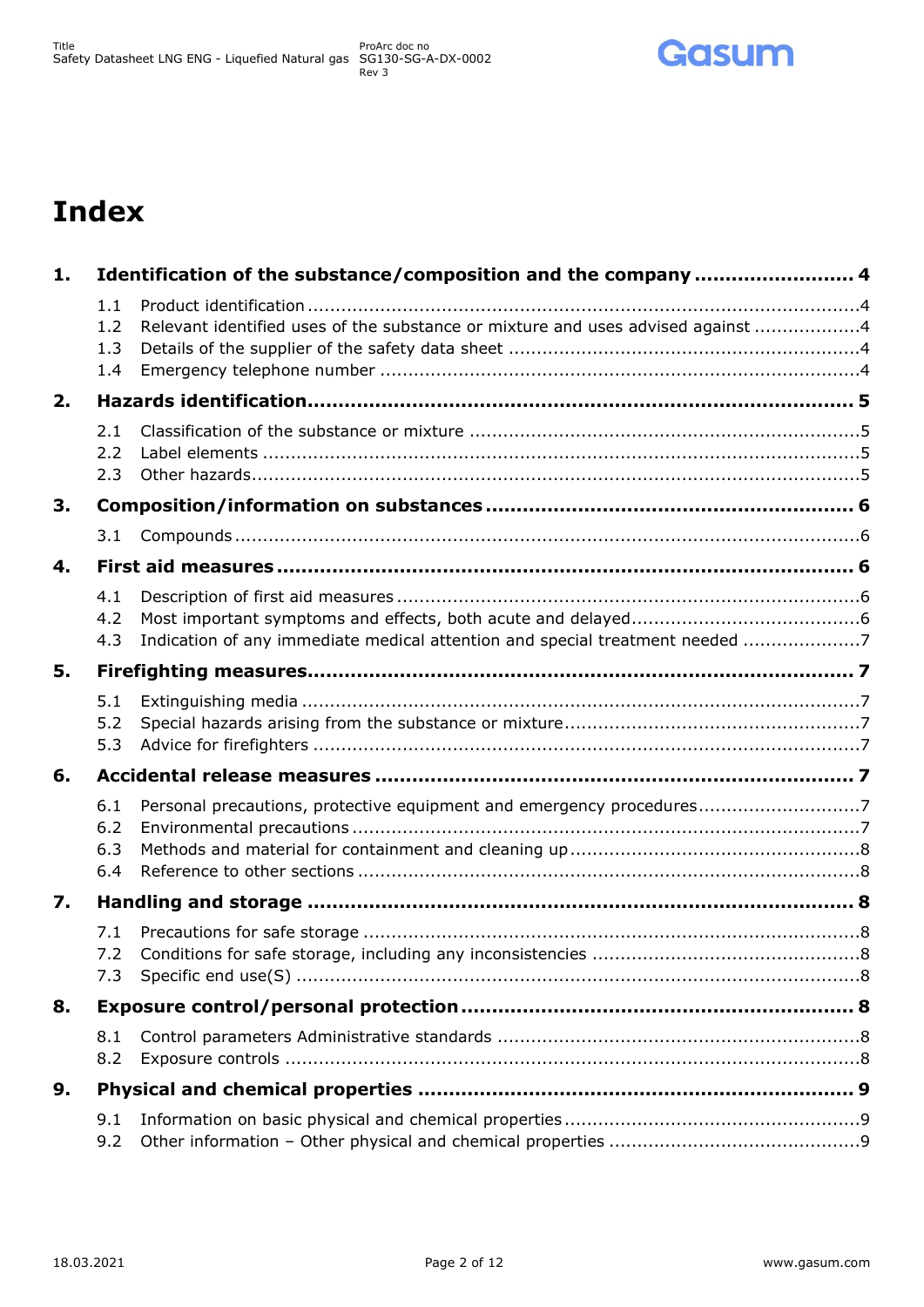# Index

**1. Identification of the substance/composition and the company ......................... 4**

- 1.1 Product identification ..................................................................................4
- 1.2 Relevant identified uses of the substance or mixture and uses advised against ..................4
- 1.3 Details of the supplier of the safety data sheet ..............................................................4
- 1.4 Emergency telephone number ......................................................................................4

**2. Hazards identification...................................................................................... 5**

- 2.1 Classification of the substance or mixture .....................................................................5
- 2.2 Label elements ..........................................................................................................5
- 2.3 Other hazards............................................................................................................5

**3. Composition/information on substances .......................................................... 6**

- 3.1 Compounds ...............................................................................................................6

**4. First aid measures ............................................................................................ 6**

- 4.1 Description of first aid measures ..................................................................................6
- 4.2 Most important symptoms and effects, both acute and delayed.........................................6
- 4.3 Indication of any immediate medical attention and special treatment needed .....................7

**5. Firefighting measures........................................................................................ 7**

- 5.1 Extinguishing media ...................................................................................................7
- 5.2 Special hazards arising from the substance or mixture.....................................................7
- 5.3 Advice for firefighters .................................................................................................7

**6. Accidental release measures ............................................................................ 7**

- 6.1 Personal precautions, protective equipment and emergency procedures............................7
- 6.2 Environmental precautions ..........................................................................................7
- 6.3 Methods and material for containment and cleaning up ...................................................8
- 6.4 Reference to other sections .........................................................................................8

**7. Handling and storage ....................................................................................... 8**

- 7.1 Precautions for safe storage ........................................................................................8
- 7.2 Conditions for safe storage, including any inconsistencies ...............................................8
- 7.3 Specific end use(S) ....................................................................................................8

**8. Exposure control/personal protection ............................................................... 8**

- 8.1 Control parameters Administrative standards ................................................................8
- 8.2 Exposure controls ......................................................................................................8

**9. Physical and chemical properties ..................................................................... 9**

- 9.1 Information on basic physical and chemical properties ....................................................9
- 9.2 Other information – Other physical and chemical properties ............................................9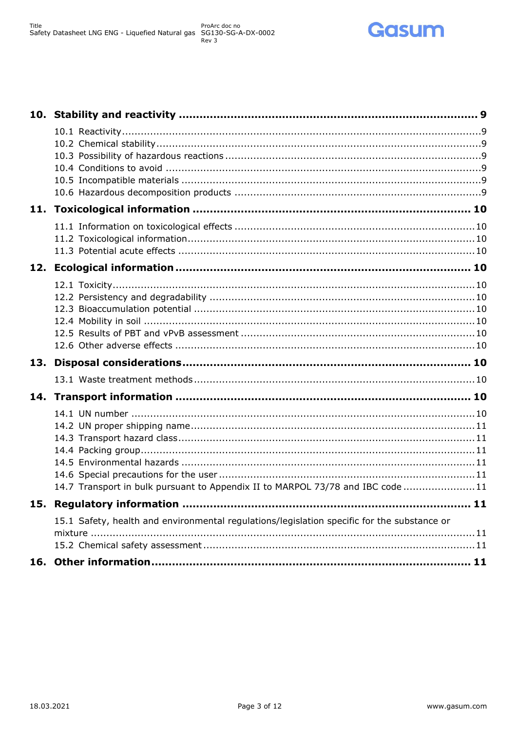**10. Stability and reactivity ........................................................................ 9**

- 10.1 Reactivity ........................................................................ 9
- 10.2 Chemical stability ........................................................................ 9
- 10.3 Possibility of hazardous reactions ........................................................................ 9
- 10.4 Conditions to avoid ........................................................................ 9
- 10.5 Incompatible materials ........................................................................ 9
- 10.6 Hazardous decomposition products ........................................................................ 9

**11. Toxicological information ........................................................................ 10**

- 11.1 Information on toxicological effects ........................................................................ 10
- 11.2 Toxicological information ........................................................................ 10
- 11.3 Potential acute effects ........................................................................ 10

**12. Ecological information ........................................................................ 10**

- 12.1 Toxicity ........................................................................ 10
- 12.2 Persistency and degradability ........................................................................ 10
- 12.3 Bioaccumulation potential ........................................................................ 10
- 12.4 Mobility in soil ........................................................................ 10
- 12.5 Results of PBT and vPvB assessment ........................................................................ 10
- 12.6 Other adverse effects ........................................................................ 10

**13. Disposal considerations ........................................................................ 10**

- 13.1 Waste treatment methods ........................................................................ 10

**14. Transport information ........................................................................ 10**

- 14.1 UN number ........................................................................ 10
- 14.2 UN proper shipping name ........................................................................ 11
- 14.3 Transport hazard class ........................................................................ 11
- 14.4 Packing group ........................................................................ 11
- 14.5 Environmental hazards ........................................................................ 11
- 14.6 Special precautions for the user ........................................................................ 11
- 14.7 Transport in bulk pursuant to Appendix II to MARPOL 73/78 and IBC code ........................................................................ 11

**15. Regulatory information ........................................................................ 11**

- 15.1 Safety, health and environmental regulations/legislation specific for the substance or mixture ........................................................................ 11
- 15.2 Chemical safety assessment ........................................................................ 11

**16. Other information ........................................................................ 11**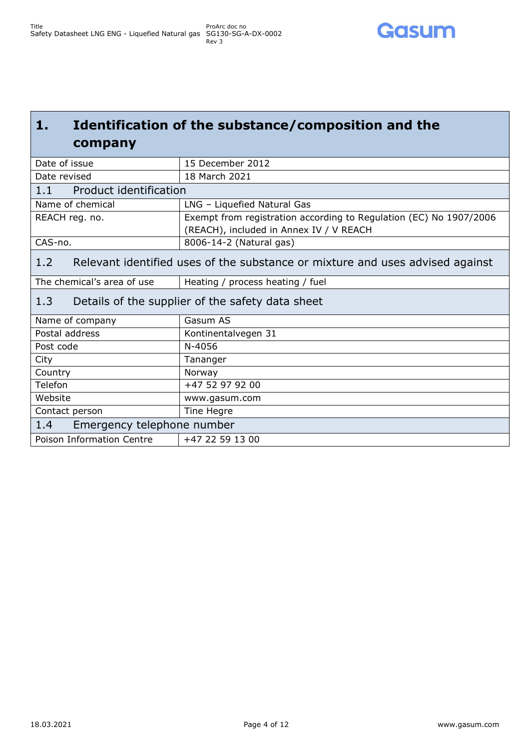# 1. Identification of the substance/composition and the company

| | |
|---|---|
| Date of issue | 15 December 2012 |
| Date revised | 18 March 2021 |

## 1.1 Product identification

| | |
|---|---|
| Name of chemical | LNG – Liquefied Natural Gas |
| REACH reg. no. | Exempt from registration according to Regulation (EC) No 1907/2006 (REACH), included in Annex IV / V REACH |
| CAS-no. | 8006-14-2 (Natural gas) |

## 1.2 Relevant identified uses of the substance or mixture and uses advised against

| | |
|---|---|
| The chemical's area of use | Heating / process heating / fuel |

## 1.3 Details of the supplier of the safety data sheet

| | |
|---|---|
| Name of company | Gasum AS |
| Postal address | Kontinentalvegen 31 |
| Post code | N-4056 |
| City | Tananger |
| Country | Norway |
| Telefon | +47 52 97 92 00 |
| Website | www.gasum.com |
| Contact person | Tine Hegre |

## 1.4 Emergency telephone number

| | |
|---|---|
| Poison Information Centre | +47 22 59 13 00 |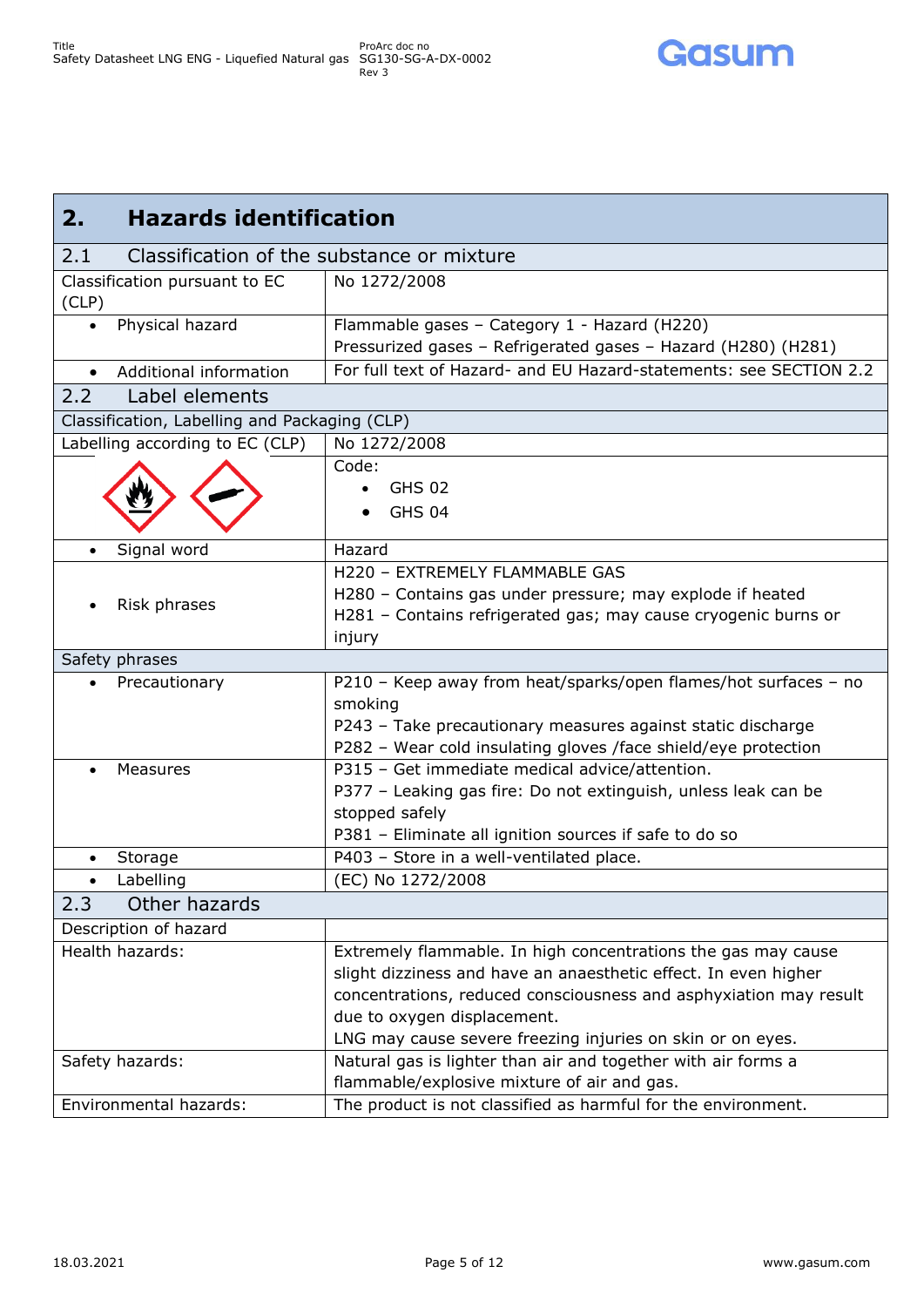## 2. Hazards identification

| 2.1 Classification of the substance or mixture | |
|---|---|
| Classification pursuant to EC (CLP) | No 1272/2008 |
| • Physical hazard | Flammable gases – Category 1 - Hazard (H220)<br>Pressurized gases – Refrigerated gases – Hazard (H280) (H281) |
| • Additional information | For full text of Hazard- and EU Hazard-statements: see SECTION 2.2 |
| **2.2 Label elements** | |
| Classification, Labelling and Packaging (CLP) | |
| Labelling according to EC (CLP) | No 1272/2008 |
| | Code:<br>• GHS 02<br>• GHS 04 |
| • Signal word | Hazard |
| • Risk phrases | H220 – EXTREMELY FLAMMABLE GAS<br>H280 – Contains gas under pressure; may explode if heated<br>H281 – Contains refrigerated gas; may cause cryogenic burns or injury |
| Safety phrases | |
| • Precautionary | P210 – Keep away from heat/sparks/open flames/hot surfaces – no smoking<br>P243 – Take precautionary measures against static discharge<br>P282 – Wear cold insulating gloves /face shield/eye protection |
| • Measures | P315 – Get immediate medical advice/attention.<br>P377 – Leaking gas fire: Do not extinguish, unless leak can be stopped safely<br>P381 – Eliminate all ignition sources if safe to do so |
| • Storage | P403 – Store in a well-ventilated place. |
| • Labelling | (EC) No 1272/2008 |
| **2.3 Other hazards** | |
| Description of hazard | |
| Health hazards: | Extremely flammable. In high concentrations the gas may cause slight dizziness and have an anaesthetic effect. In even higher concentrations, reduced consciousness and asphyxiation may result due to oxygen displacement.<br>LNG may cause severe freezing injuries on skin or on eyes. |
| Safety hazards: | Natural gas is lighter than air and together with air forms a flammable/explosive mixture of air and gas. |
| Environmental hazards: | The product is not classified as harmful for the environment. |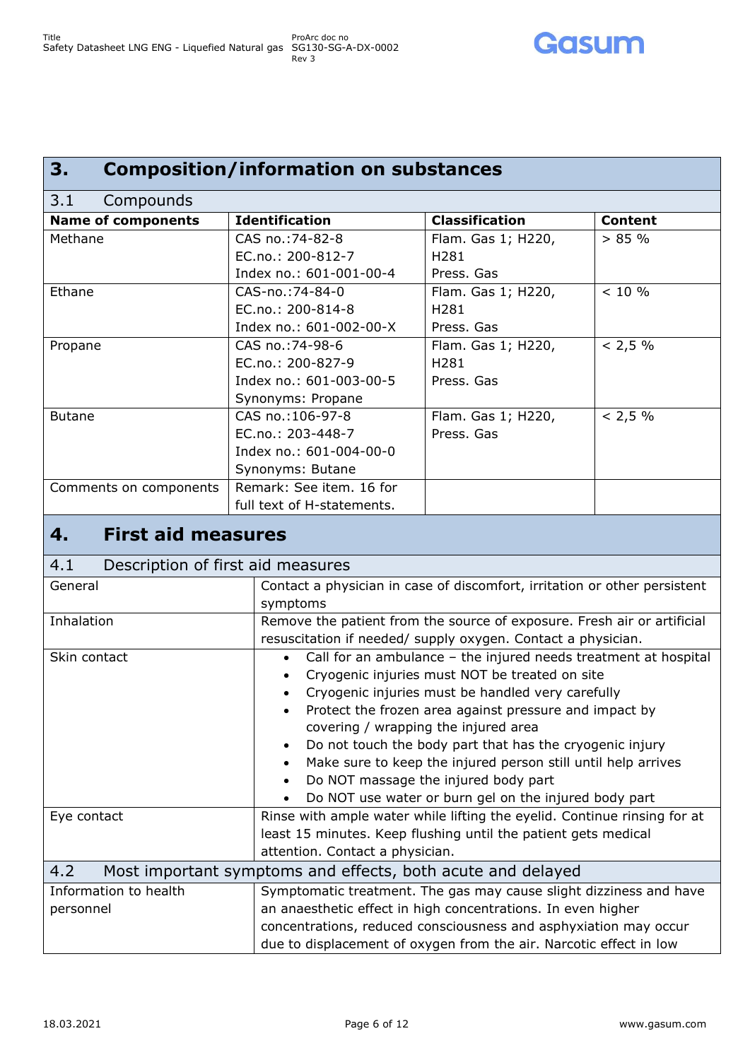## 3. Composition/information on substances

### 3.1 Compounds

| Name of components | Identification | Classification | Content |
|---|---|---|---|
| Methane | CAS no.:74-82-8<br>EC.no.: 200-812-7<br>Index no.: 601-001-00-4 | Flam. Gas 1; H220, H281<br>Press. Gas | > 85 % |
| Ethane | CAS-no.:74-84-0<br>EC.no.: 200-814-8<br>Index no.: 601-002-00-X | Flam. Gas 1; H220, H281<br>Press. Gas | < 10 % |
| Propane | CAS no.:74-98-6<br>EC.no.: 200-827-9<br>Index no.: 601-003-00-5<br>Synonyms: Propane | Flam. Gas 1; H220, H281<br>Press. Gas | < 2,5 % |
| Butane | CAS no.:106-97-8<br>EC.no.: 203-448-7<br>Index no.: 601-004-00-0<br>Synonyms: Butane | Flam. Gas 1; H220,<br>Press. Gas | < 2,5 % |
| Comments on components | Remark: See item. 16 for full text of H-statements. | | |

## 4. First aid measures

### 4.1 Description of first aid measures

| | |
|---|---|
| General | Contact a physician in case of discomfort, irritation or other persistent symptoms |
| Inhalation | Remove the patient from the source of exposure. Fresh air or artificial resuscitation if needed/ supply oxygen. Contact a physician. |
| Skin contact | • Call for an ambulance – the injured needs treatment at hospital<br>• Cryogenic injuries must NOT be treated on site<br>• Cryogenic injuries must be handled very carefully<br>• Protect the frozen area against pressure and impact by covering / wrapping the injured area<br>• Do not touch the body part that has the cryogenic injury<br>• Make sure to keep the injured person still until help arrives<br>• Do NOT massage the injured body part<br>• Do NOT use water or burn gel on the injured body part |
| Eye contact | Rinse with ample water while lifting the eyelid. Continue rinsing for at least 15 minutes. Keep flushing until the patient gets medical attention. Contact a physician. |

### 4.2 Most important symptoms and effects, both acute and delayed

| | |
|---|---|
| Information to health personnel | Symptomatic treatment. The gas may cause slight dizziness and have an anaesthetic effect in high concentrations. In even higher concentrations, reduced consciousness and asphyxiation may occur due to displacement of oxygen from the air. Narcotic effect in low |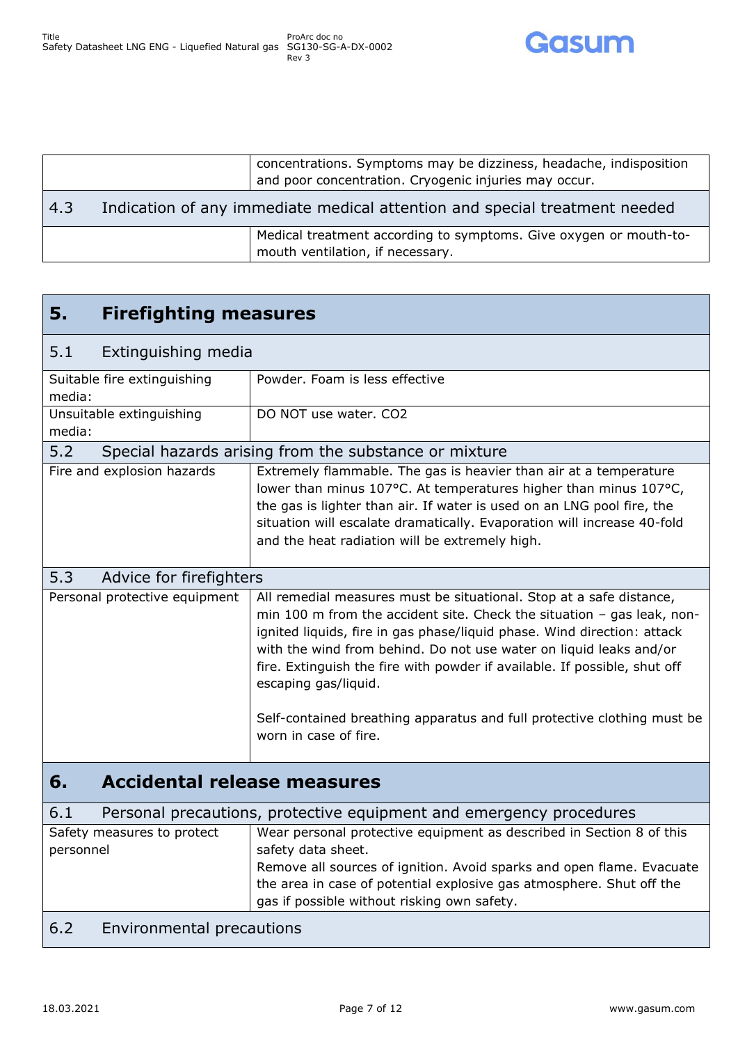| | |
|---|---|
| | concentrations. Symptoms may be dizziness, headache, indisposition and poor concentration. Cryogenic injuries may occur. |

### 4.3 Indication of any immediate medical attention and special treatment needed

| | |
|---|---|
| | Medical treatment according to symptoms. Give oxygen or mouth-to-mouth ventilation, if necessary. |

## 5. Firefighting measures

### 5.1 Extinguishing media

| | |
|---|---|
| Suitable fire extinguishing media: | Powder. Foam is less effective |
| Unsuitable extinguishing media: | DO NOT use water. $CO_2$ |

### 5.2 Special hazards arising from the substance or mixture

| | |
|---|---|
| Fire and explosion hazards | Extremely flammable. The gas is heavier than air at a temperature lower than minus 107°C. At temperatures higher than minus 107°C, the gas is lighter than air. If water is used on an LNG pool fire, the situation will escalate dramatically. Evaporation will increase 40-fold and the heat radiation will be extremely high. |

### 5.3 Advice for firefighters

| | |
|---|---|
| Personal protective equipment | All remedial measures must be situational. Stop at a safe distance, min 100 m from the accident site. Check the situation – gas leak, non-ignited liquids, fire in gas phase/liquid phase. Wind direction: attack with the wind from behind. Do not use water on liquid leaks and/or fire. Extinguish the fire with powder if available. If possible, shut off escaping gas/liquid.<br><br>Self-contained breathing apparatus and full protective clothing must be worn in case of fire. |

## 6. Accidental release measures

### 6.1 Personal precautions, protective equipment and emergency procedures

| | |
|---|---|
| Safety measures to protect personnel | Wear personal protective equipment as described in Section 8 of this safety data sheet.<br>Remove all sources of ignition. Avoid sparks and open flame. Evacuate the area in case of potential explosive gas atmosphere. Shut off the gas if possible without risking own safety. |

### 6.2 Environmental precautions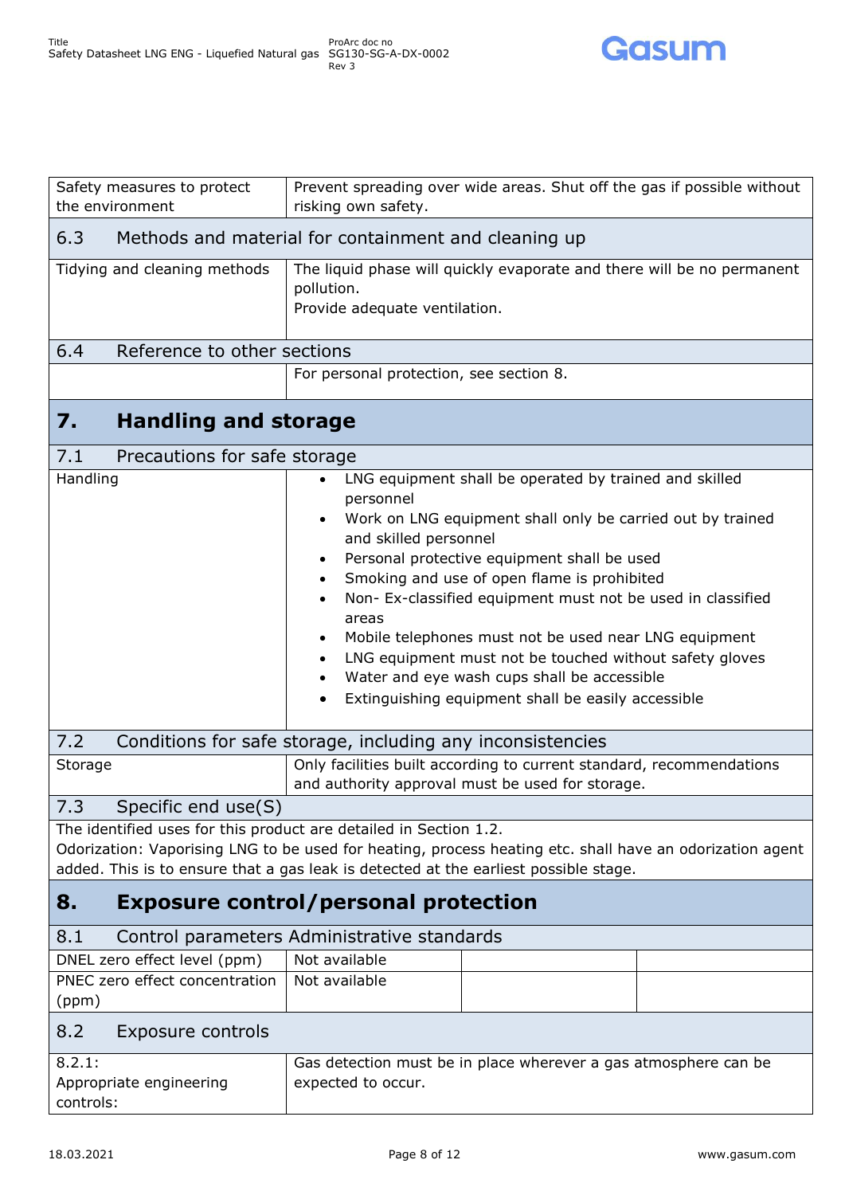| | |
|---|---|
| Safety measures to protect the environment | Prevent spreading over wide areas. Shut off the gas if possible without risking own safety. |

### 6.3 Methods and material for containment and cleaning up

| | |
|---|---|
| Tidying and cleaning methods | The liquid phase will quickly evaporate and there will be no permanent pollution.<br>Provide adequate ventilation. |

### 6.4 Reference to other sections

| | |
|---|---|
| | For personal protection, see section 8. |

## 7. Handling and storage

### 7.1 Precautions for safe storage

| | |
|---|---|
| Handling | • LNG equipment shall be operated by trained and skilled personnel<br>• Work on LNG equipment shall only be carried out by trained and skilled personnel<br>• Personal protective equipment shall be used<br>• Smoking and use of open flame is prohibited<br>• Non- Ex-classified equipment must not be used in classified areas<br>• Mobile telephones must not be used near LNG equipment<br>• LNG equipment must not be touched without safety gloves<br>• Water and eye wash cups shall be accessible<br>• Extinguishing equipment shall be easily accessible |

### 7.2 Conditions for safe storage, including any inconsistencies

| | |
|---|---|
| Storage | Only facilities built according to current standard, recommendations and authority approval must be used for storage. |

### 7.3 Specific end use(S)

The identified uses for this product are detailed in Section 1.2.
Odorization: Vaporising LNG to be used for heating, process heating etc. shall have an odorization agent added. This is to ensure that a gas leak is detected at the earliest possible stage.

## 8. Exposure control/personal protection

### 8.1 Control parameters Administrative standards

| | | | |
|---|---|---|---|
| DNEL zero effect level (ppm) | Not available | | |
| PNEC zero effect concentration (ppm) | Not available | | |

### 8.2 Exposure controls

| | |
|---|---|
| 8.2.1: Appropriate engineering controls: | Gas detection must be in place wherever a gas atmosphere can be expected to occur. |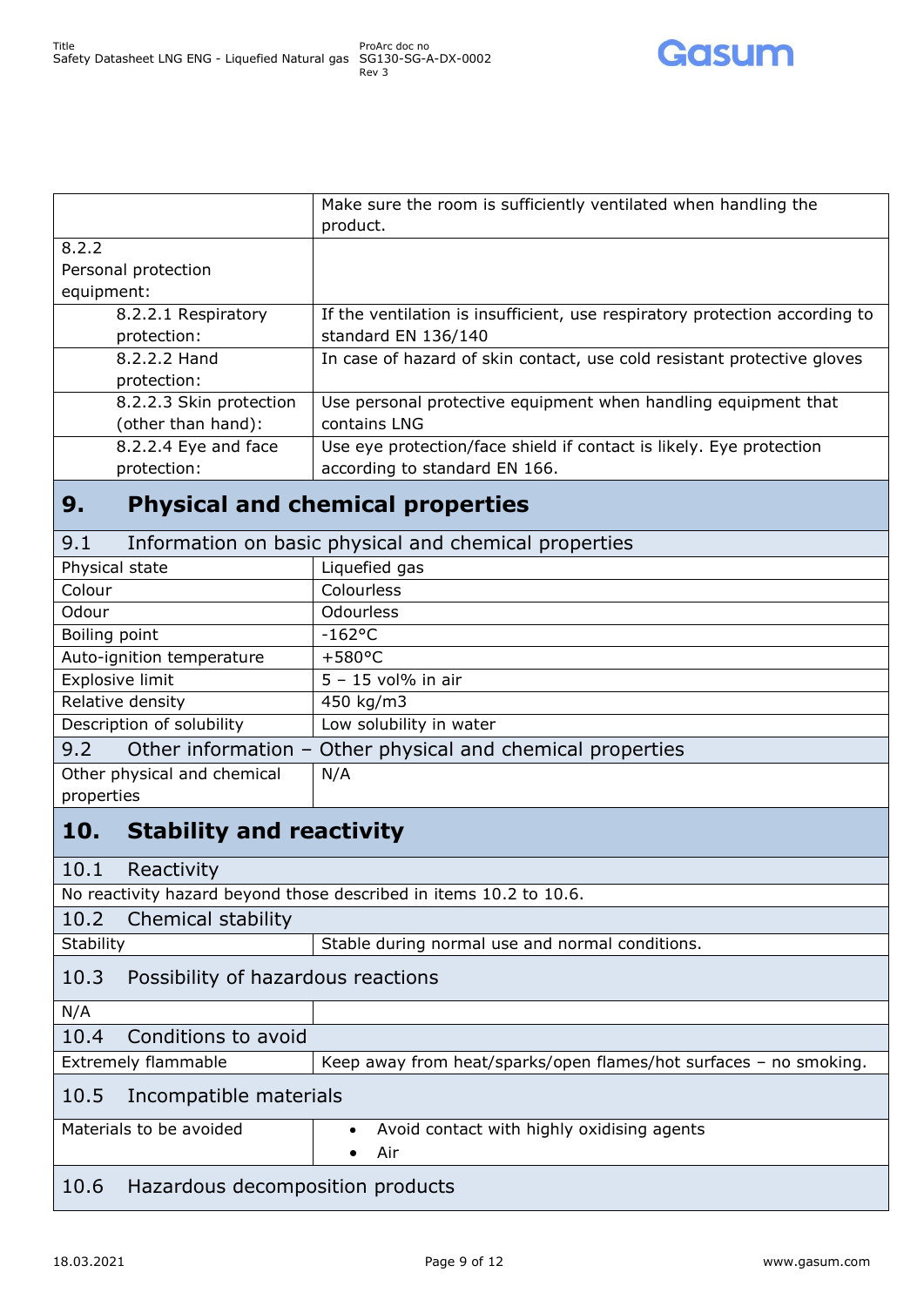| | |
|---|---|
| | Make sure the room is sufficiently ventilated when handling the product. |
| 8.2.2 Personal protection equipment: | |
| 8.2.2.1 Respiratory protection: | If the ventilation is insufficient, use respiratory protection according to standard EN 136/140 |
| 8.2.2.2 Hand protection: | In case of hazard of skin contact, use cold resistant protective gloves |
| 8.2.2.3 Skin protection (other than hand): | Use personal protective equipment when handling equipment that contains LNG |
| 8.2.2.4 Eye and face protection: | Use eye protection/face shield if contact is likely. Eye protection according to standard EN 166. |

# 9. Physical and chemical properties

## 9.1 Information on basic physical and chemical properties

| | |
|---|---|
| Physical state | Liquefied gas |
| Colour | Colourless |
| Odour | Odourless |
| Boiling point | -162°C |
| Auto-ignition temperature | +580°C |
| Explosive limit | 5 – 15 vol% in air |
| Relative density | 450 kg/m3 |
| Description of solubility | Low solubility in water |

## 9.2 Other information – Other physical and chemical properties

| | |
|---|---|
| Other physical and chemical properties | N/A |

# 10. Stability and reactivity

## 10.1 Reactivity

No reactivity hazard beyond those described in items 10.2 to 10.6.

## 10.2 Chemical stability

| | |
|---|---|
| Stability | Stable during normal use and normal conditions. |

## 10.3 Possibility of hazardous reactions

| | |
|---|---|
| N/A | |

## 10.4 Conditions to avoid

| | |
|---|---|
| Extremely flammable | Keep away from heat/sparks/open flames/hot surfaces – no smoking. |

## 10.5 Incompatible materials

| | |
|---|---|
| Materials to be avoided | • Avoid contact with highly oxidising agents<br>• Air |

## 10.6 Hazardous decomposition products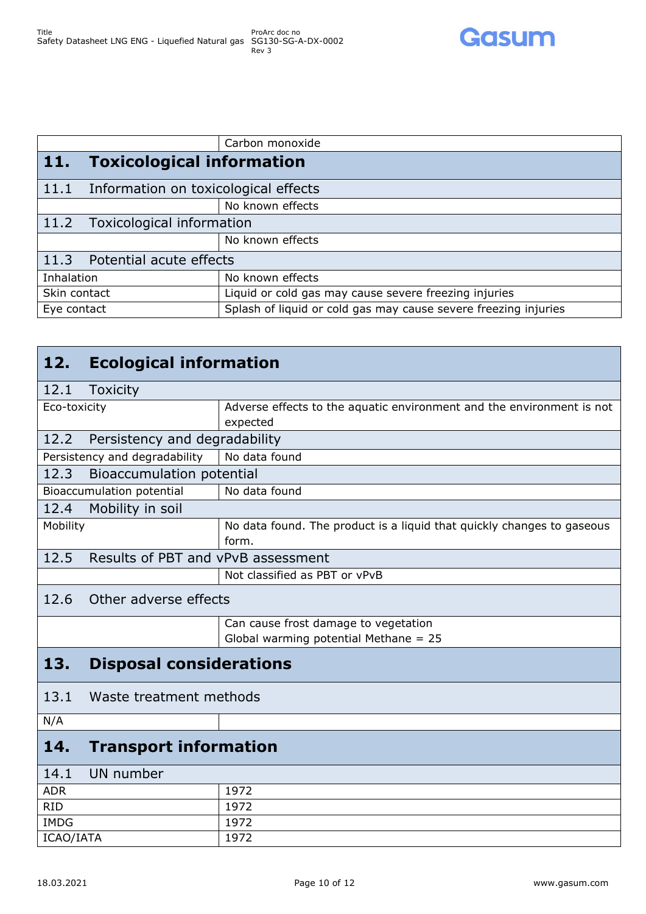| | Carbon monoxide |
|---|---|

## 11. Toxicological information

### 11.1 Information on toxicological effects

| | No known effects |
|---|---|

### 11.2 Toxicological information

| | No known effects |
|---|---|

### 11.3 Potential acute effects

| | |
|---|---|
| Inhalation | No known effects |
| Skin contact | Liquid or cold gas may cause severe freezing injuries |
| Eye contact | Splash of liquid or cold gas may cause severe freezing injuries |

## 12. Ecological information

### 12.1 Toxicity

| | |
|---|---|
| Eco-toxicity | Adverse effects to the aquatic environment and the environment is not expected |

### 12.2 Persistency and degradability

| | |
|---|---|
| Persistency and degradability | No data found |

### 12.3 Bioaccumulation potential

| | |
|---|---|
| Bioaccumulation potential | No data found |

### 12.4 Mobility in soil

| | |
|---|---|
| Mobility | No data found. The product is a liquid that quickly changes to gaseous form. |

### 12.5 Results of PBT and vPvB assessment

| | Not classified as PBT or vPvB |
|---|---|

### 12.6 Other adverse effects

| | Can cause frost damage to vegetation<br>Global warming potential Methane = 25 |
|---|---|

## 13. Disposal considerations

### 13.1 Waste treatment methods

| N/A | |
|---|---|

## 14. Transport information

### 14.1 UN number

| | |
|---|---|
| ADR | 1972 |
| RID | 1972 |
| IMDG | 1972 |
| ICAO/IATA | 1972 |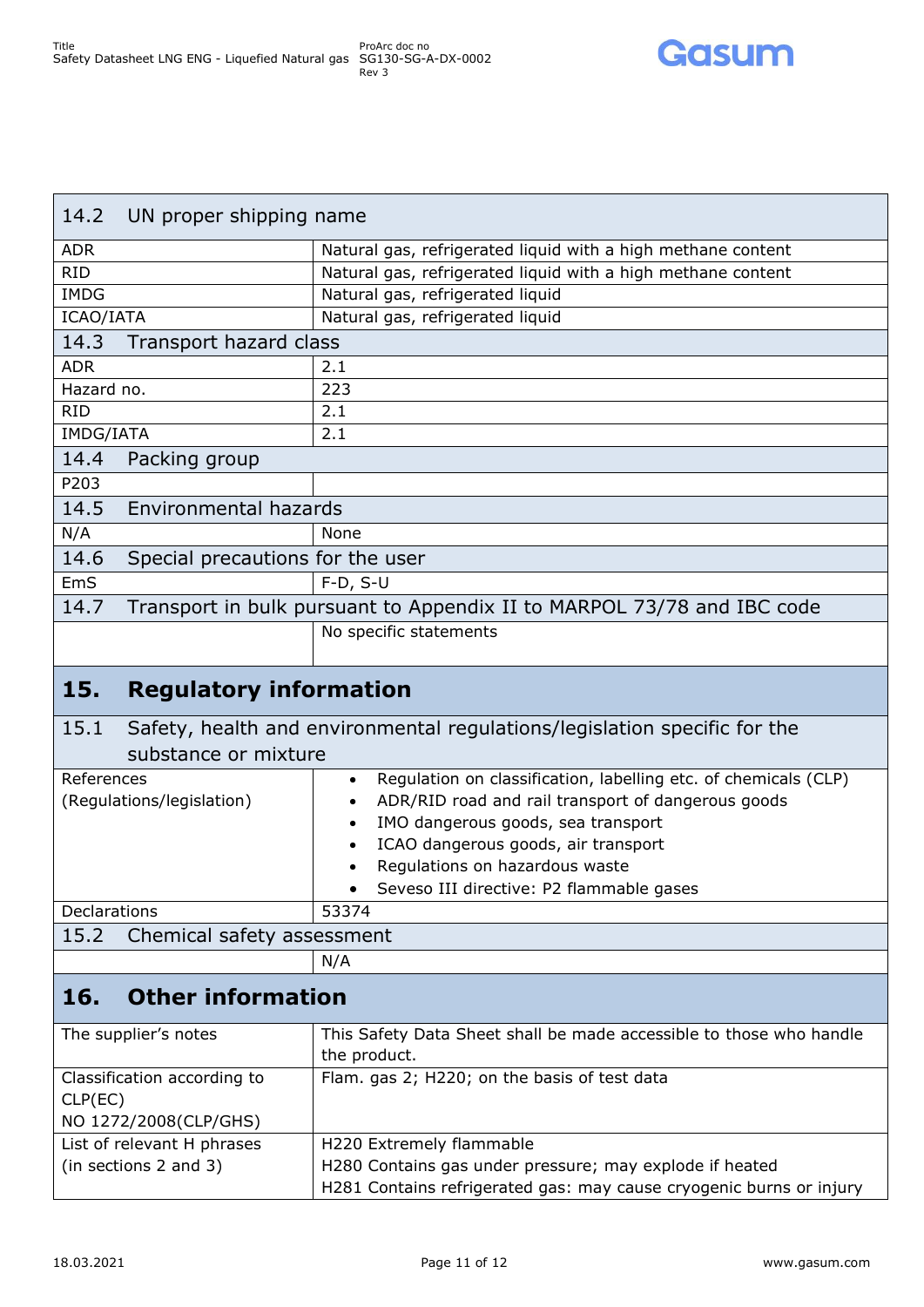| 14.2 UN proper shipping name | |
|---|---|
| ADR | Natural gas, refrigerated liquid with a high methane content |
| RID | Natural gas, refrigerated liquid with a high methane content |
| IMDG | Natural gas, refrigerated liquid |
| ICAO/IATA | Natural gas, refrigerated liquid |
| **14.3 Transport hazard class** | |
| ADR | 2.1 |
| Hazard no. | 223 |
| RID | 2.1 |
| IMDG/IATA | 2.1 |
| **14.4 Packing group** | |
| P203 | |
| **14.5 Environmental hazards** | |
| N/A | None |
| **14.6 Special precautions for the user** | |
| EmS | F-D, S-U |
| **14.7 Transport in bulk pursuant to Appendix II to MARPOL 73/78 and IBC code** | |
| | No specific statements |

## 15. Regulatory information

| 15.1 Safety, health and environmental regulations/legislation specific for the substance or mixture | |
|---|---|
| References (Regulations/legislation) | • Regulation on classification, labelling etc. of chemicals (CLP)<br>• ADR/RID road and rail transport of dangerous goods<br>• IMO dangerous goods, sea transport<br>• ICAO dangerous goods, air transport<br>• Regulations on hazardous waste<br>• Seveso III directive: P2 flammable gases |
| Declarations | 53374 |
| **15.2 Chemical safety assessment** | |
| | N/A |

## 16. Other information

| | |
|---|---|
| The supplier's notes | This Safety Data Sheet shall be made accessible to those who handle the product. |
| Classification according to CLP(EC) NO 1272/2008(CLP/GHS) | Flam. gas 2; H220; on the basis of test data |
| List of relevant H phrases (in sections 2 and 3) | H220 Extremely flammable<br>H280 Contains gas under pressure; may explode if heated<br>H281 Contains refrigerated gas: may cause cryogenic burns or injury |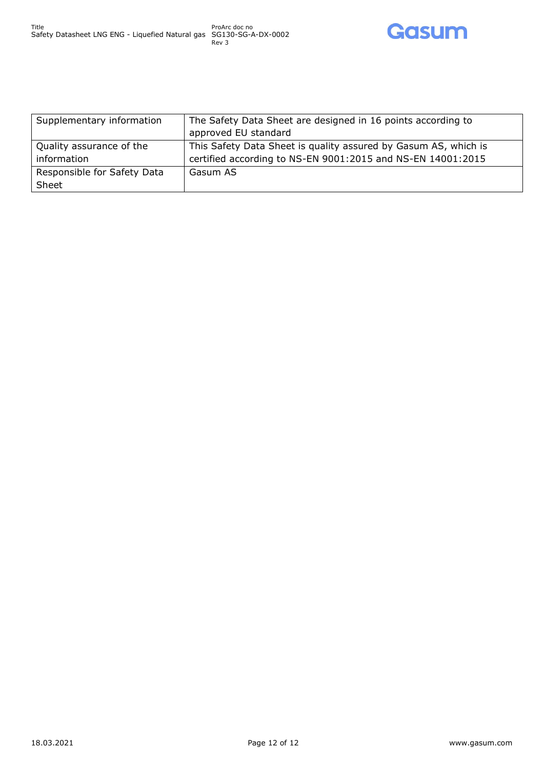| | |
|---|---|
| Supplementary information | The Safety Data Sheet are designed in 16 points according to approved EU standard |
| Quality assurance of the information | This Safety Data Sheet is quality assured by Gasum AS, which is certified according to NS-EN 9001:2015 and NS-EN 14001:2015 |
| Responsible for Safety Data Sheet | Gasum AS |